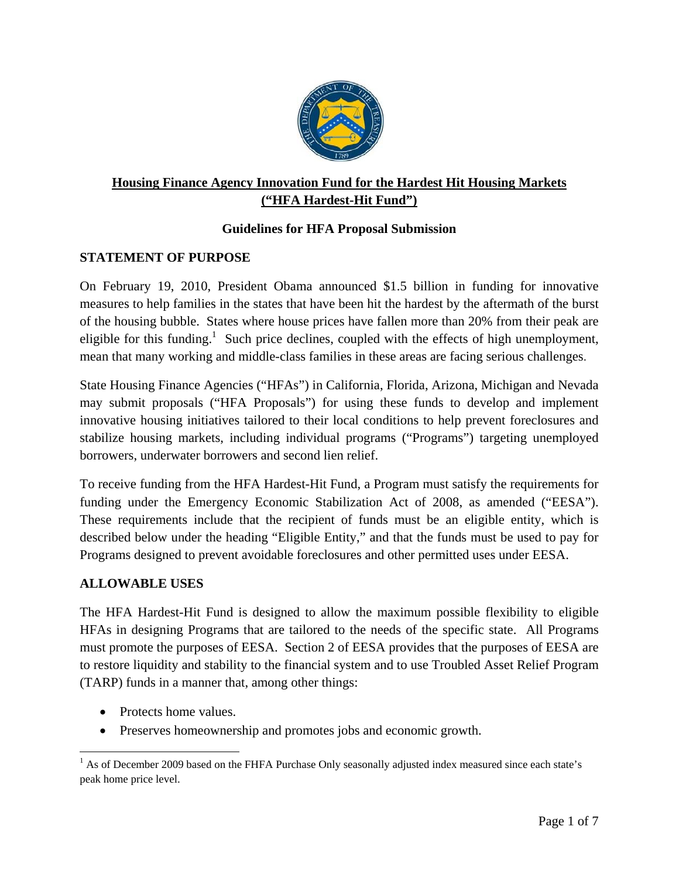# Housing Finance Agency Innovation Fund for the Hardest Hit Housing Markets ("HFA Hardest-Hit Fund")

## Guidelines for HFA Proposal Submission

### STATEMENT OF PURPOSE

On February 19, 2010, President Obama announced $1.5 billion in funding for innovative measures to help families in the states that have been hit the hardest by the aftermath of the burst of the housing bubble. States where house prices have fallen more than 20% from their peak are eligible for this funding.[1] Such price declines, coupled with the effects of high unemployment, mean that many working and middle-class families in these areas are facing serious challenges.

State Housing Finance Agencies ("HFAs") in California, Florida, Arizona, Michigan and Nevada may submit proposals ("HFA Proposals") for using these funds to develop and implement innovative housing initiatives tailored to their local conditions to help prevent foreclosures and stabilize housing markets, including individual programs ("Programs") targeting unemployed borrowers, underwater borrowers and second lien relief.

To receive funding from the HFA Hardest-Hit Fund, a Program must satisfy the requirements for funding under the Emergency Economic Stabilization Act of 2008, as amended ("EESA"). These requirements include that the recipient of funds must be an eligible entity, which is described below under the heading "Eligible Entity," and that the funds must be used to pay for Programs designed to prevent avoidable foreclosures and other permitted uses under EESA.

### ALLOWABLE USES

The HFA Hardest-Hit Fund is designed to allow the maximum possible flexibility to eligible HFAs in designing Programs that are tailored to the needs of the specific state. All Programs must promote the purposes of EESA. Section 2 of EESA provides that the purposes of EESA are to restore liquidity and stability to the financial system and to use Troubled Asset Relief Program (TARP) funds in a manner that, among other things:

- Protects home values.
- Preserves homeownership and promotes jobs and economic growth.

[1] As of December 2009 based on the FHFA Purchase Only seasonally adjusted index measured since each state's peak home price level.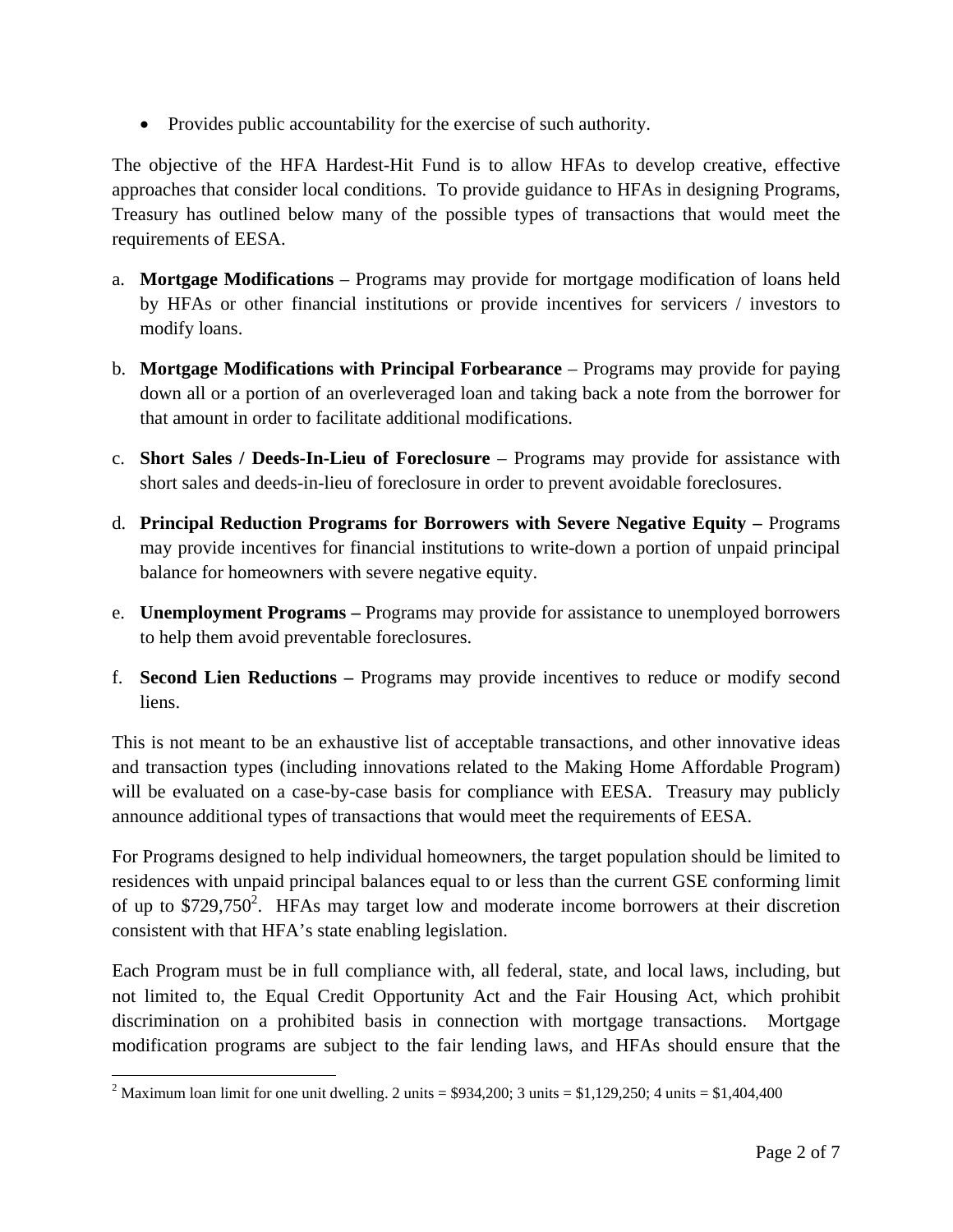- Provides public accountability for the exercise of such authority.

The objective of the HFA Hardest-Hit Fund is to allow HFAs to develop creative, effective approaches that consider local conditions. To provide guidance to HFAs in designing Programs, Treasury has outlined below many of the possible types of transactions that would meet the requirements of EESA.

a. **Mortgage Modifications** – Programs may provide for mortgage modification of loans held by HFAs or other financial institutions or provide incentives for servicers / investors to modify loans.

b. **Mortgage Modifications with Principal Forbearance** – Programs may provide for paying down all or a portion of an overleveraged loan and taking back a note from the borrower for that amount in order to facilitate additional modifications.

c. **Short Sales / Deeds-In-Lieu of Foreclosure** – Programs may provide for assistance with short sales and deeds-in-lieu of foreclosure in order to prevent avoidable foreclosures.

d. **Principal Reduction Programs for Borrowers with Severe Negative Equity –** Programs may provide incentives for financial institutions to write-down a portion of unpaid principal balance for homeowners with severe negative equity.

e. **Unemployment Programs –** Programs may provide for assistance to unemployed borrowers to help them avoid preventable foreclosures.

f. **Second Lien Reductions –** Programs may provide incentives to reduce or modify second liens.

This is not meant to be an exhaustive list of acceptable transactions, and other innovative ideas and transaction types (including innovations related to the Making Home Affordable Program) will be evaluated on a case-by-case basis for compliance with EESA. Treasury may publicly announce additional types of transactions that would meet the requirements of EESA.

For Programs designed to help individual homeowners, the target population should be limited to residences with unpaid principal balances equal to or less than the current GSE conforming limit of up to $729,750[2]. HFAs may target low and moderate income borrowers at their discretion consistent with that HFA's state enabling legislation.

Each Program must be in full compliance with, all federal, state, and local laws, including, but not limited to, the Equal Credit Opportunity Act and the Fair Housing Act, which prohibit discrimination on a prohibited basis in connection with mortgage transactions. Mortgage modification programs are subject to the fair lending laws, and HFAs should ensure that the

[2] Maximum loan limit for one unit dwelling. 2 units = $934,200; 3 units = $1,129,250; 4 units = $1,404,400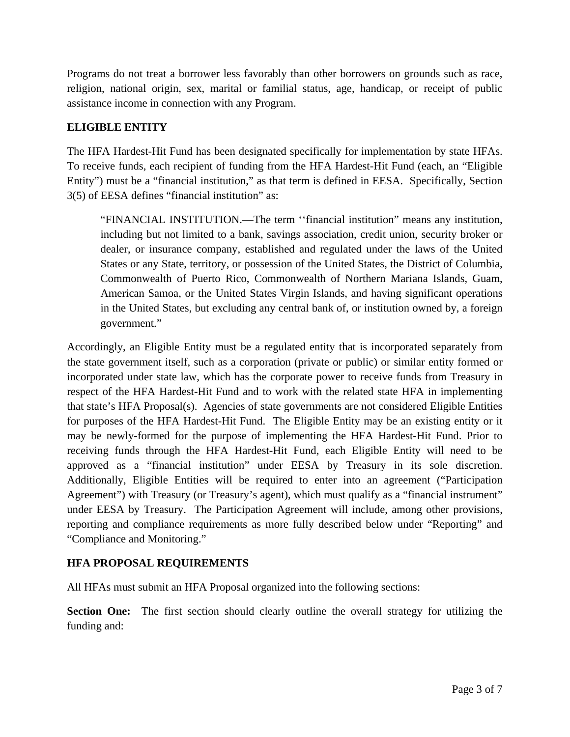Programs do not treat a borrower less favorably than other borrowers on grounds such as race, religion, national origin, sex, marital or familial status, age, handicap, or receipt of public assistance income in connection with any Program.

## ELIGIBLE ENTITY

The HFA Hardest-Hit Fund has been designated specifically for implementation by state HFAs. To receive funds, each recipient of funding from the HFA Hardest-Hit Fund (each, an "Eligible Entity") must be a "financial institution," as that term is defined in EESA. Specifically, Section 3(5) of EESA defines "financial institution" as:

> "FINANCIAL INSTITUTION.—The term ''financial institution" means any institution, including but not limited to a bank, savings association, credit union, security broker or dealer, or insurance company, established and regulated under the laws of the United States or any State, territory, or possession of the United States, the District of Columbia, Commonwealth of Puerto Rico, Commonwealth of Northern Mariana Islands, Guam, American Samoa, or the United States Virgin Islands, and having significant operations in the United States, but excluding any central bank of, or institution owned by, a foreign government."

Accordingly, an Eligible Entity must be a regulated entity that is incorporated separately from the state government itself, such as a corporation (private or public) or similar entity formed or incorporated under state law, which has the corporate power to receive funds from Treasury in respect of the HFA Hardest-Hit Fund and to work with the related state HFA in implementing that state's HFA Proposal(s). Agencies of state governments are not considered Eligible Entities for purposes of the HFA Hardest-Hit Fund. The Eligible Entity may be an existing entity or it may be newly-formed for the purpose of implementing the HFA Hardest-Hit Fund. Prior to receiving funds through the HFA Hardest-Hit Fund, each Eligible Entity will need to be approved as a "financial institution" under EESA by Treasury in its sole discretion. Additionally, Eligible Entities will be required to enter into an agreement ("Participation Agreement") with Treasury (or Treasury's agent), which must qualify as a "financial instrument" under EESA by Treasury. The Participation Agreement will include, among other provisions, reporting and compliance requirements as more fully described below under "Reporting" and "Compliance and Monitoring."

## HFA PROPOSAL REQUIREMENTS

All HFAs must submit an HFA Proposal organized into the following sections:

**Section One:** The first section should clearly outline the overall strategy for utilizing the funding and: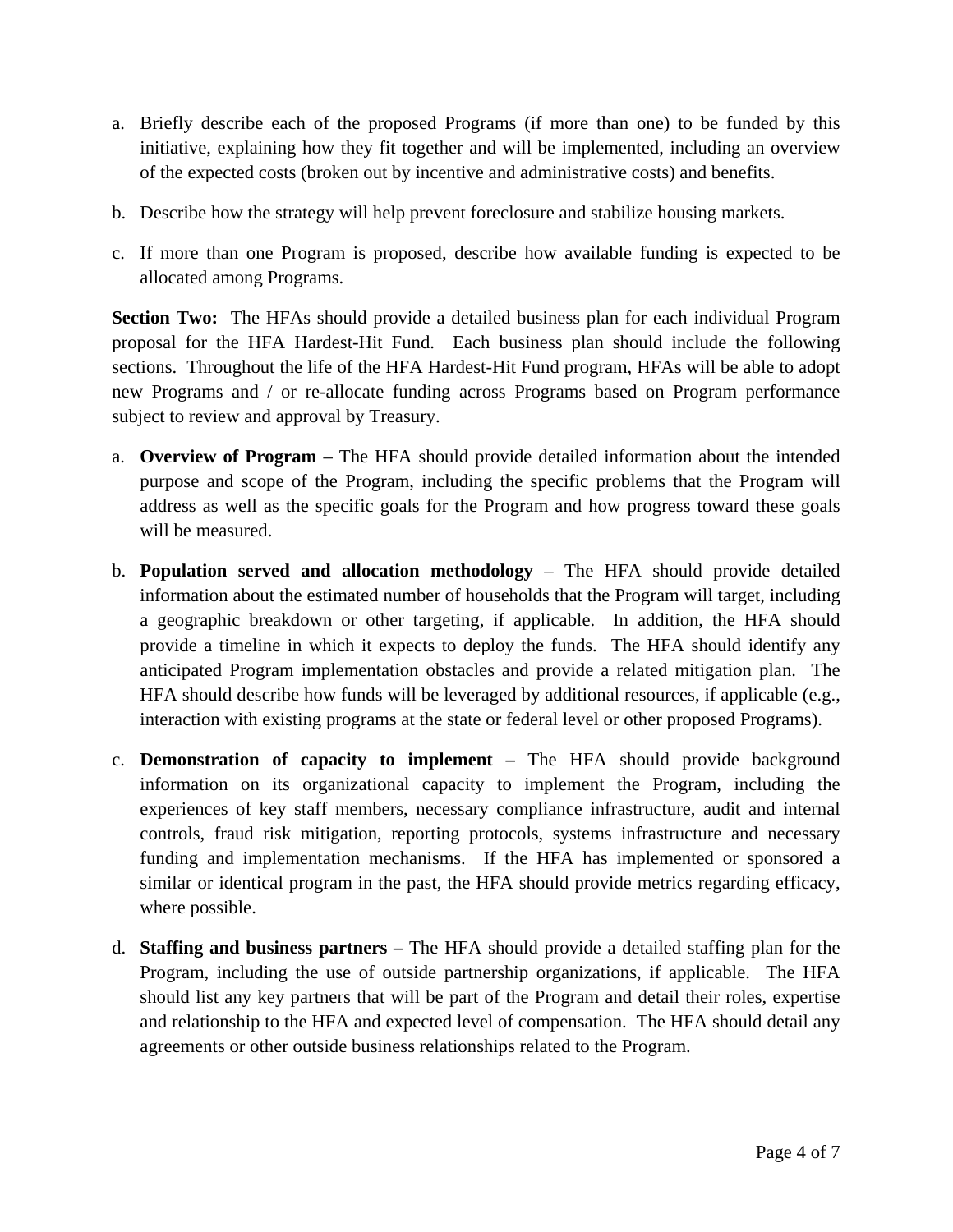a. Briefly describe each of the proposed Programs (if more than one) to be funded by this initiative, explaining how they fit together and will be implemented, including an overview of the expected costs (broken out by incentive and administrative costs) and benefits.

b. Describe how the strategy will help prevent foreclosure and stabilize housing markets.

c. If more than one Program is proposed, describe how available funding is expected to be allocated among Programs.

**Section Two:** The HFAs should provide a detailed business plan for each individual Program proposal for the HFA Hardest-Hit Fund. Each business plan should include the following sections. Throughout the life of the HFA Hardest-Hit Fund program, HFAs will be able to adopt new Programs and / or re-allocate funding across Programs based on Program performance subject to review and approval by Treasury.

a. **Overview of Program** – The HFA should provide detailed information about the intended purpose and scope of the Program, including the specific problems that the Program will address as well as the specific goals for the Program and how progress toward these goals will be measured.

b. **Population served and allocation methodology** – The HFA should provide detailed information about the estimated number of households that the Program will target, including a geographic breakdown or other targeting, if applicable. In addition, the HFA should provide a timeline in which it expects to deploy the funds. The HFA should identify any anticipated Program implementation obstacles and provide a related mitigation plan. The HFA should describe how funds will be leveraged by additional resources, if applicable (e.g., interaction with existing programs at the state or federal level or other proposed Programs).

c. **Demonstration of capacity to implement –** The HFA should provide background information on its organizational capacity to implement the Program, including the experiences of key staff members, necessary compliance infrastructure, audit and internal controls, fraud risk mitigation, reporting protocols, systems infrastructure and necessary funding and implementation mechanisms. If the HFA has implemented or sponsored a similar or identical program in the past, the HFA should provide metrics regarding efficacy, where possible.

d. **Staffing and business partners –** The HFA should provide a detailed staffing plan for the Program, including the use of outside partnership organizations, if applicable. The HFA should list any key partners that will be part of the Program and detail their roles, expertise and relationship to the HFA and expected level of compensation. The HFA should detail any agreements or other outside business relationships related to the Program.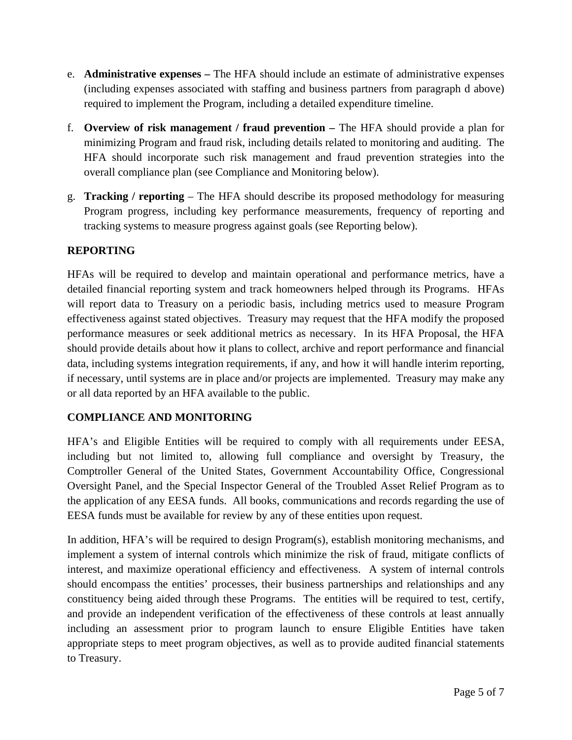e. **Administrative expenses –** The HFA should include an estimate of administrative expenses (including expenses associated with staffing and business partners from paragraph d above) required to implement the Program, including a detailed expenditure timeline.

f. **Overview of risk management / fraud prevention –** The HFA should provide a plan for minimizing Program and fraud risk, including details related to monitoring and auditing. The HFA should incorporate such risk management and fraud prevention strategies into the overall compliance plan (see Compliance and Monitoring below).

g. **Tracking / reporting** – The HFA should describe its proposed methodology for measuring Program progress, including key performance measurements, frequency of reporting and tracking systems to measure progress against goals (see Reporting below).

**REPORTING**

HFAs will be required to develop and maintain operational and performance metrics, have a detailed financial reporting system and track homeowners helped through its Programs. HFAs will report data to Treasury on a periodic basis, including metrics used to measure Program effectiveness against stated objectives. Treasury may request that the HFA modify the proposed performance measures or seek additional metrics as necessary. In its HFA Proposal, the HFA should provide details about how it plans to collect, archive and report performance and financial data, including systems integration requirements, if any, and how it will handle interim reporting, if necessary, until systems are in place and/or projects are implemented. Treasury may make any or all data reported by an HFA available to the public.

**COMPLIANCE AND MONITORING**

HFA's and Eligible Entities will be required to comply with all requirements under EESA, including but not limited to, allowing full compliance and oversight by Treasury, the Comptroller General of the United States, Government Accountability Office, Congressional Oversight Panel, and the Special Inspector General of the Troubled Asset Relief Program as to the application of any EESA funds. All books, communications and records regarding the use of EESA funds must be available for review by any of these entities upon request.

In addition, HFA's will be required to design Program(s), establish monitoring mechanisms, and implement a system of internal controls which minimize the risk of fraud, mitigate conflicts of interest, and maximize operational efficiency and effectiveness. A system of internal controls should encompass the entities' processes, their business partnerships and relationships and any constituency being aided through these Programs. The entities will be required to test, certify, and provide an independent verification of the effectiveness of these controls at least annually including an assessment prior to program launch to ensure Eligible Entities have taken appropriate steps to meet program objectives, as well as to provide audited financial statements to Treasury.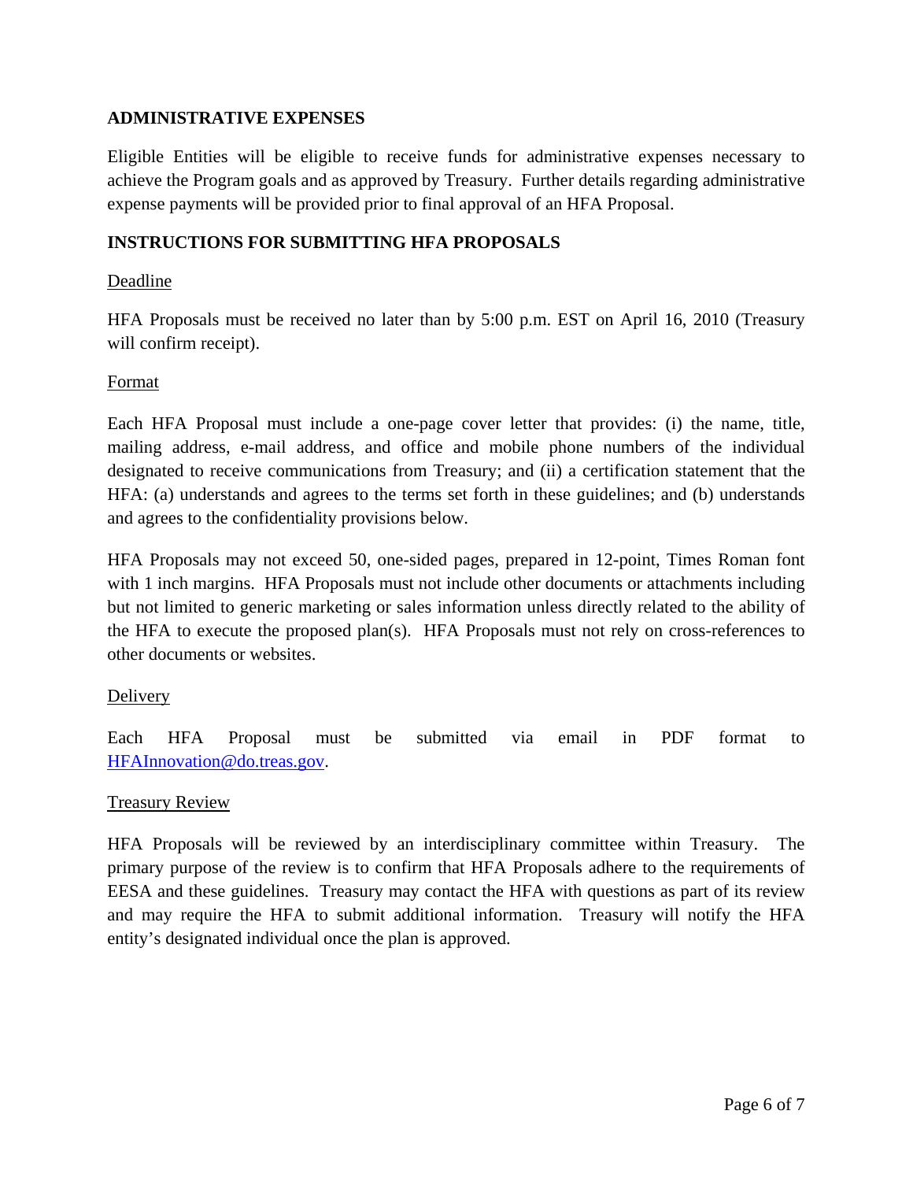## ADMINISTRATIVE EXPENSES

Eligible Entities will be eligible to receive funds for administrative expenses necessary to achieve the Program goals and as approved by Treasury. Further details regarding administrative expense payments will be provided prior to final approval of an HFA Proposal.

## INSTRUCTIONS FOR SUBMITTING HFA PROPOSALS

### Deadline

HFA Proposals must be received no later than by 5:00 p.m. EST on April 16, 2010 (Treasury will confirm receipt).

### Format

Each HFA Proposal must include a one-page cover letter that provides: (i) the name, title, mailing address, e-mail address, and office and mobile phone numbers of the individual designated to receive communications from Treasury; and (ii) a certification statement that the HFA: (a) understands and agrees to the terms set forth in these guidelines; and (b) understands and agrees to the confidentiality provisions below.

HFA Proposals may not exceed 50, one-sided pages, prepared in 12-point, Times Roman font with 1 inch margins. HFA Proposals must not include other documents or attachments including but not limited to generic marketing or sales information unless directly related to the ability of the HFA to execute the proposed plan(s). HFA Proposals must not rely on cross-references to other documents or websites.

### Delivery

Each HFA Proposal must be submitted via email in PDF format to HFAInnovation@do.treas.gov.

### Treasury Review

HFA Proposals will be reviewed by an interdisciplinary committee within Treasury. The primary purpose of the review is to confirm that HFA Proposals adhere to the requirements of EESA and these guidelines. Treasury may contact the HFA with questions as part of its review and may require the HFA to submit additional information. Treasury will notify the HFA entity's designated individual once the plan is approved.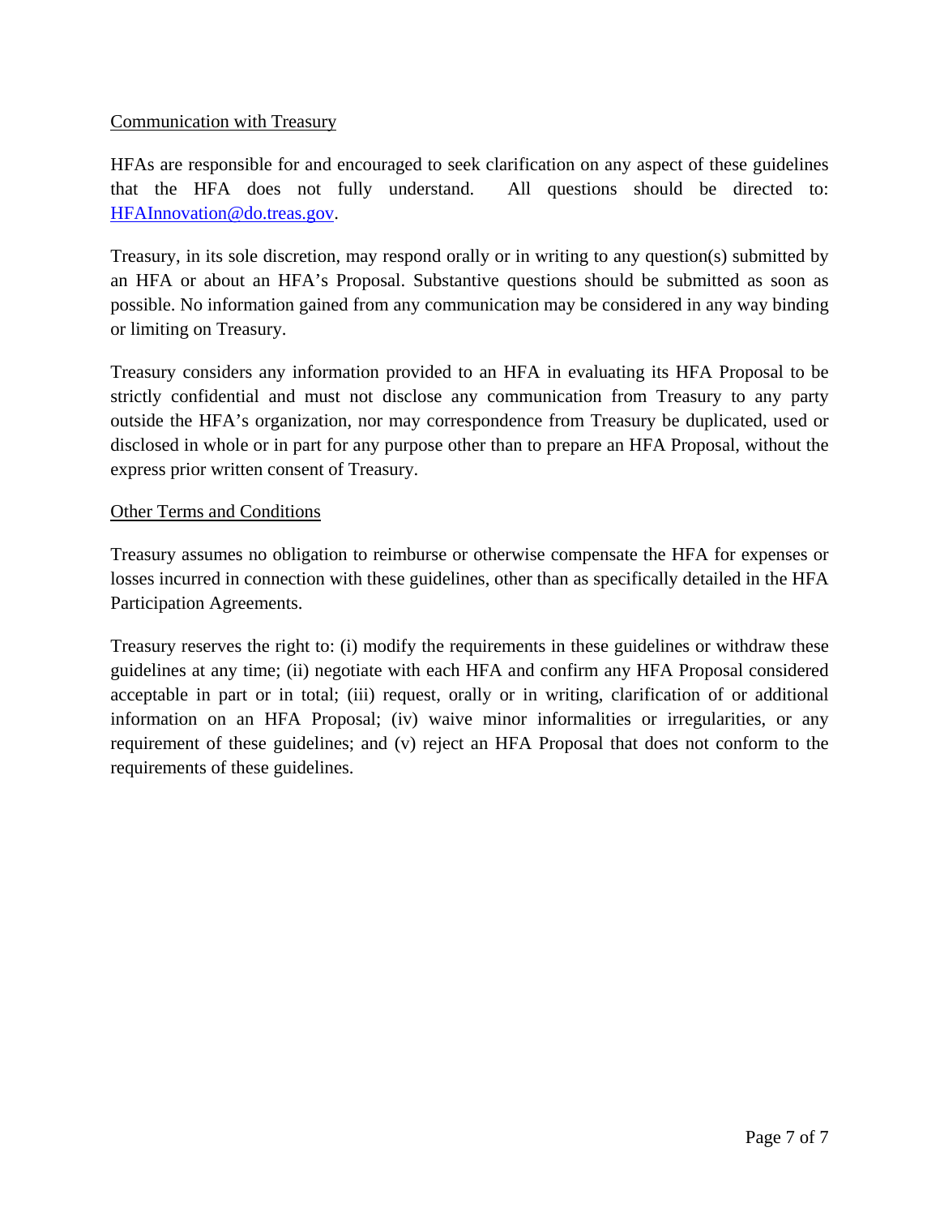<u>Communication with Treasury</u>

HFAs are responsible for and encouraged to seek clarification on any aspect of these guidelines that the HFA does not fully understand. All questions should be directed to: HFAInnovation@do.treas.gov.

Treasury, in its sole discretion, may respond orally or in writing to any question(s) submitted by an HFA or about an HFA's Proposal. Substantive questions should be submitted as soon as possible. No information gained from any communication may be considered in any way binding or limiting on Treasury.

Treasury considers any information provided to an HFA in evaluating its HFA Proposal to be strictly confidential and must not disclose any communication from Treasury to any party outside the HFA's organization, nor may correspondence from Treasury be duplicated, used or disclosed in whole or in part for any purpose other than to prepare an HFA Proposal, without the express prior written consent of Treasury.

<u>Other Terms and Conditions</u>

Treasury assumes no obligation to reimburse or otherwise compensate the HFA for expenses or losses incurred in connection with these guidelines, other than as specifically detailed in the HFA Participation Agreements.

Treasury reserves the right to: (i) modify the requirements in these guidelines or withdraw these guidelines at any time; (ii) negotiate with each HFA and confirm any HFA Proposal considered acceptable in part or in total; (iii) request, orally or in writing, clarification of or additional information on an HFA Proposal; (iv) waive minor informalities or irregularities, or any requirement of these guidelines; and (v) reject an HFA Proposal that does not conform to the requirements of these guidelines.